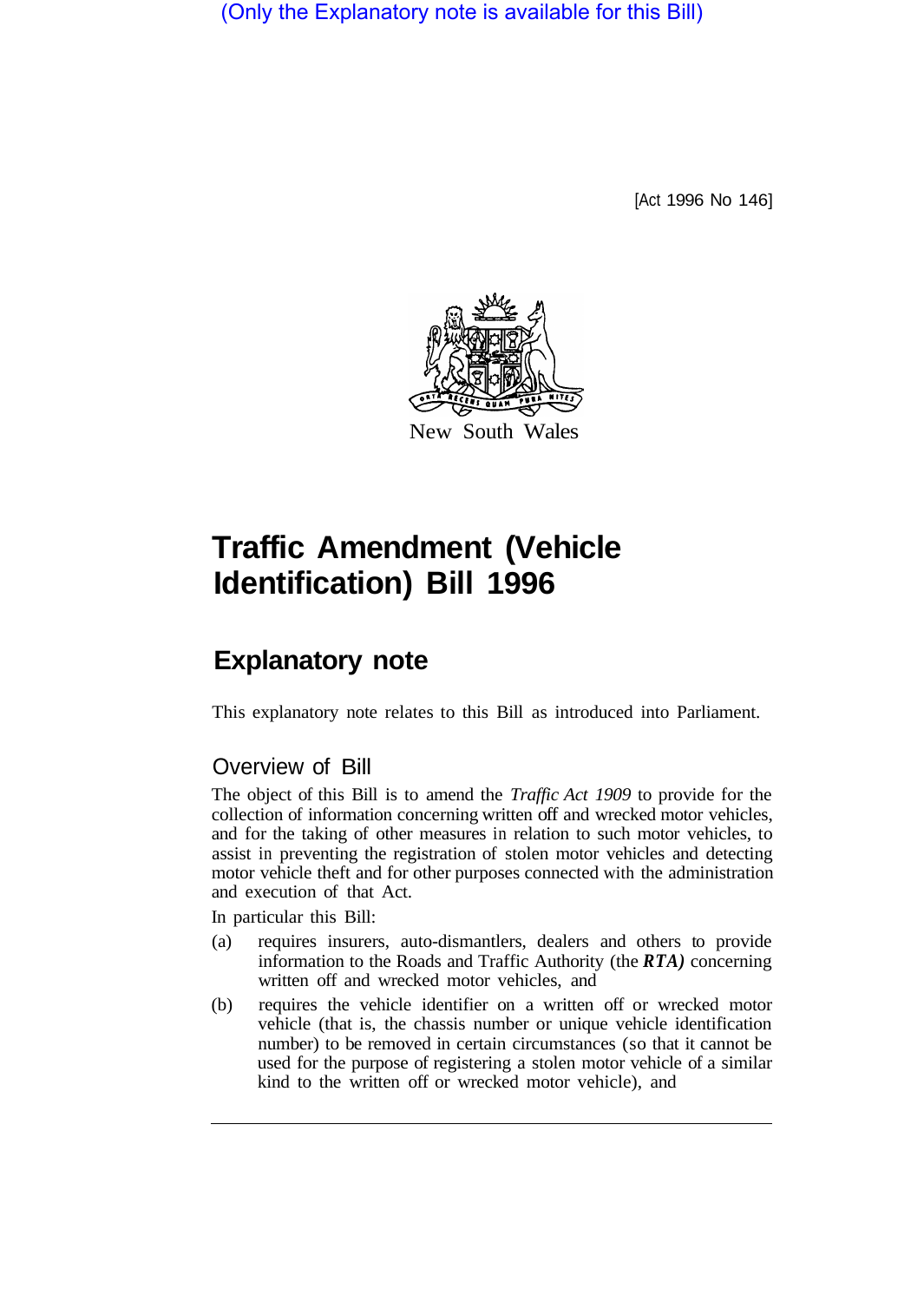(Only the Explanatory note is available for this Bill)

[Act 1996 No 146]

New South Wales

# Traffic Amendment (Vehicle Identification) Bill 1996

## Explanatory note

This explanatory note relates to this Bill as introduced into Parliament.

### Overview of Bill

The object of this Bill is to amend the *Traffic Act 1909* to provide for the collection of information concerning written off and wrecked motor vehicles, and for the taking of other measures in relation to such motor vehicles, to assist in preventing the registration of stolen motor vehicles and detecting motor vehicle theft and for other purposes connected with the administration and execution of that Act.

In particular this Bill:

(a) requires insurers, auto-dismantlers, dealers and others to provide information to the Roads and Traffic Authority (the ***RTA)*** concerning written off and wrecked motor vehicles, and

(b) requires the vehicle identifier on a written off or wrecked motor vehicle (that is, the chassis number or unique vehicle identification number) to be removed in certain circumstances (so that it cannot be used for the purpose of registering a stolen motor vehicle of a similar kind to the written off or wrecked motor vehicle), and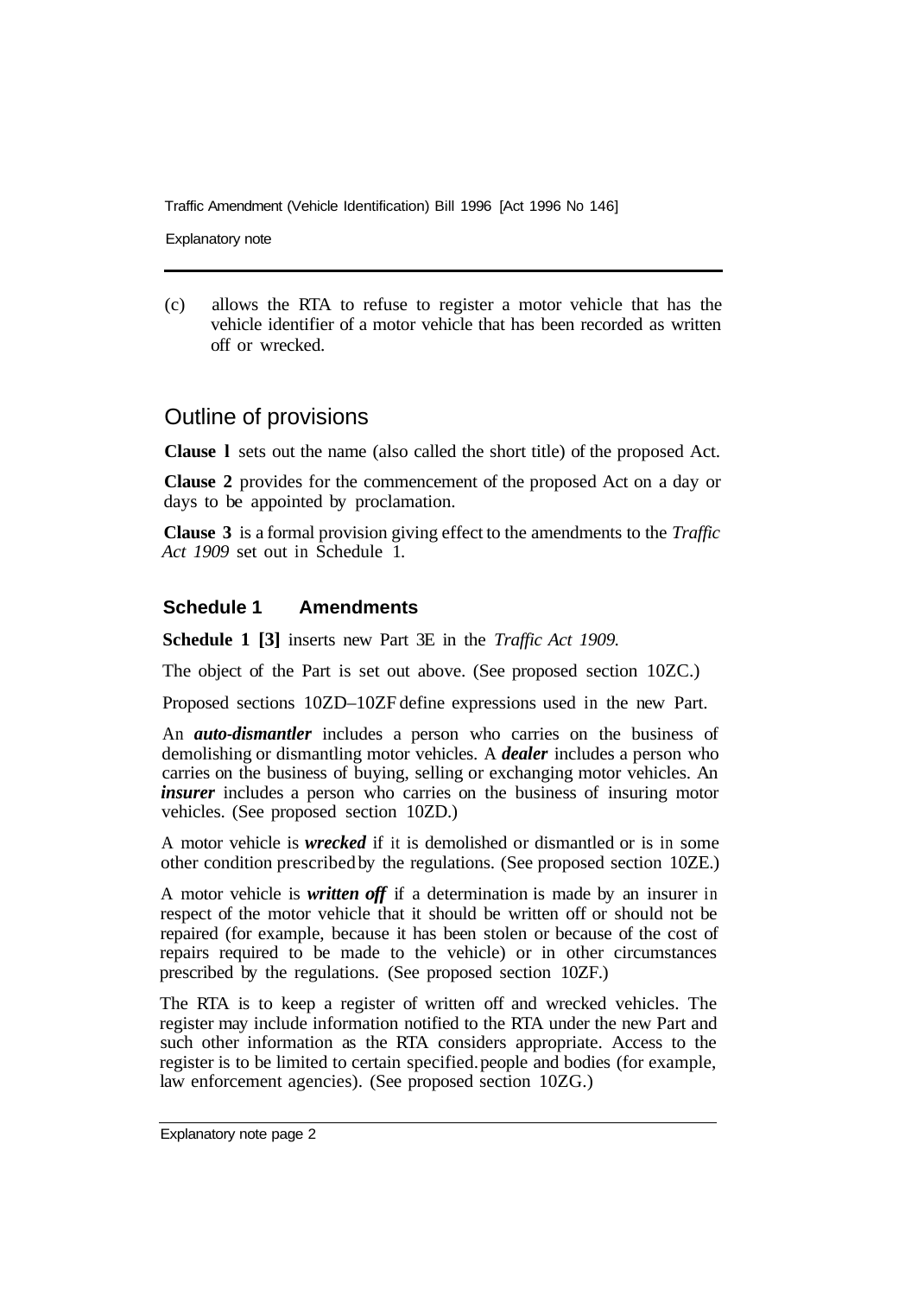(c) allows the RTA to refuse to register a motor vehicle that has the vehicle identifier of a motor vehicle that has been recorded as written off or wrecked.

## Outline of provisions

**Clause 1** sets out the name (also called the short title) of the proposed Act.

**Clause 2** provides for the commencement of the proposed Act on a day or days to be appointed by proclamation.

**Clause 3** is a formal provision giving effect to the amendments to the *Traffic Act 1909* set out in Schedule 1.

### Schedule 1 Amendments

**Schedule 1 [3]** inserts new Part 3E in the *Traffic Act 1909.*

The object of the Part is set out above. (See proposed section 10ZC.)

Proposed sections 10ZD–10ZF define expressions used in the new Part.

An ***auto-dismantler*** includes a person who carries on the business of demolishing or dismantling motor vehicles. A ***dealer*** includes a person who carries on the business of buying, selling or exchanging motor vehicles. An ***insurer*** includes a person who carries on the business of insuring motor vehicles. (See proposed section 10ZD.)

A motor vehicle is ***wrecked*** if it is demolished or dismantled or is in some other condition prescribed by the regulations. (See proposed section 10ZE.)

A motor vehicle is ***written off*** if a determination is made by an insurer in respect of the motor vehicle that it should be written off or should not be repaired (for example, because it has been stolen or because of the cost of repairs required to be made to the vehicle) or in other circumstances prescribed by the regulations. (See proposed section 10ZF.)

The RTA is to keep a register of written off and wrecked vehicles. The register may include information notified to the RTA under the new Part and such other information as the RTA considers appropriate. Access to the register is to be limited to certain specified people and bodies (for example, law enforcement agencies). (See proposed section 10ZG.)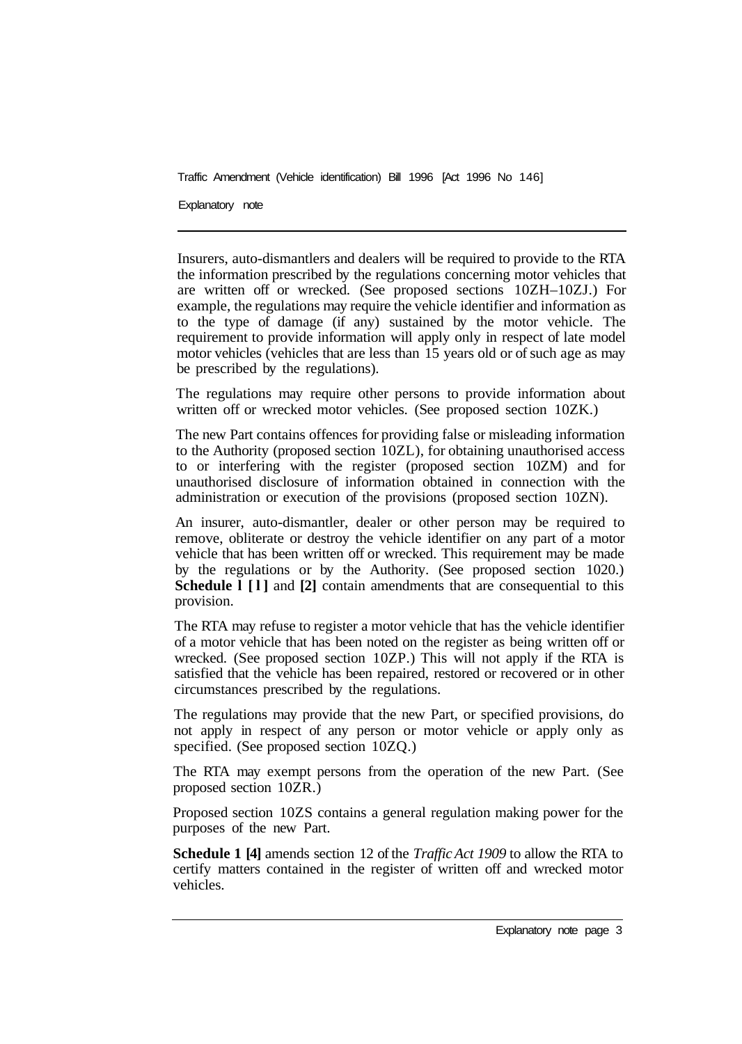Insurers, auto-dismantlers and dealers will be required to provide to the RTA the information prescribed by the regulations concerning motor vehicles that are written off or wrecked. (See proposed sections 10ZH–10ZJ.) For example, the regulations may require the vehicle identifier and information as to the type of damage (if any) sustained by the motor vehicle. The requirement to provide information will apply only in respect of late model motor vehicles (vehicles that are less than 15 years old or of such age as may be prescribed by the regulations).

The regulations may require other persons to provide information about written off or wrecked motor vehicles. (See proposed section 10ZK.)

The new Part contains offences for providing false or misleading information to the Authority (proposed section 10ZL), for obtaining unauthorised access to or interfering with the register (proposed section 10ZM) and for unauthorised disclosure of information obtained in connection with the administration or execution of the provisions (proposed section 10ZN).

An insurer, auto-dismantler, dealer or other person may be required to remove, obliterate or destroy the vehicle identifier on any part of a motor vehicle that has been written off or wrecked. This requirement may be made by the regulations or by the Authority. (See proposed section 1020.) **Schedule l [l]** and **[2]** contain amendments that are consequential to this provision.

The RTA may refuse to register a motor vehicle that has the vehicle identifier of a motor vehicle that has been noted on the register as being written off or wrecked. (See proposed section 10ZP.) This will not apply if the RTA is satisfied that the vehicle has been repaired, restored or recovered or in other circumstances prescribed by the regulations.

The regulations may provide that the new Part, or specified provisions, do not apply in respect of any person or motor vehicle or apply only as specified. (See proposed section 10ZQ.)

The RTA may exempt persons from the operation of the new Part. (See proposed section 10ZR.)

Proposed section 10ZS contains a general regulation making power for the purposes of the new Part.

**Schedule 1 [4]** amends section 12 of the *Traffic Act 1909* to allow the RTA to certify matters contained in the register of written off and wrecked motor vehicles.